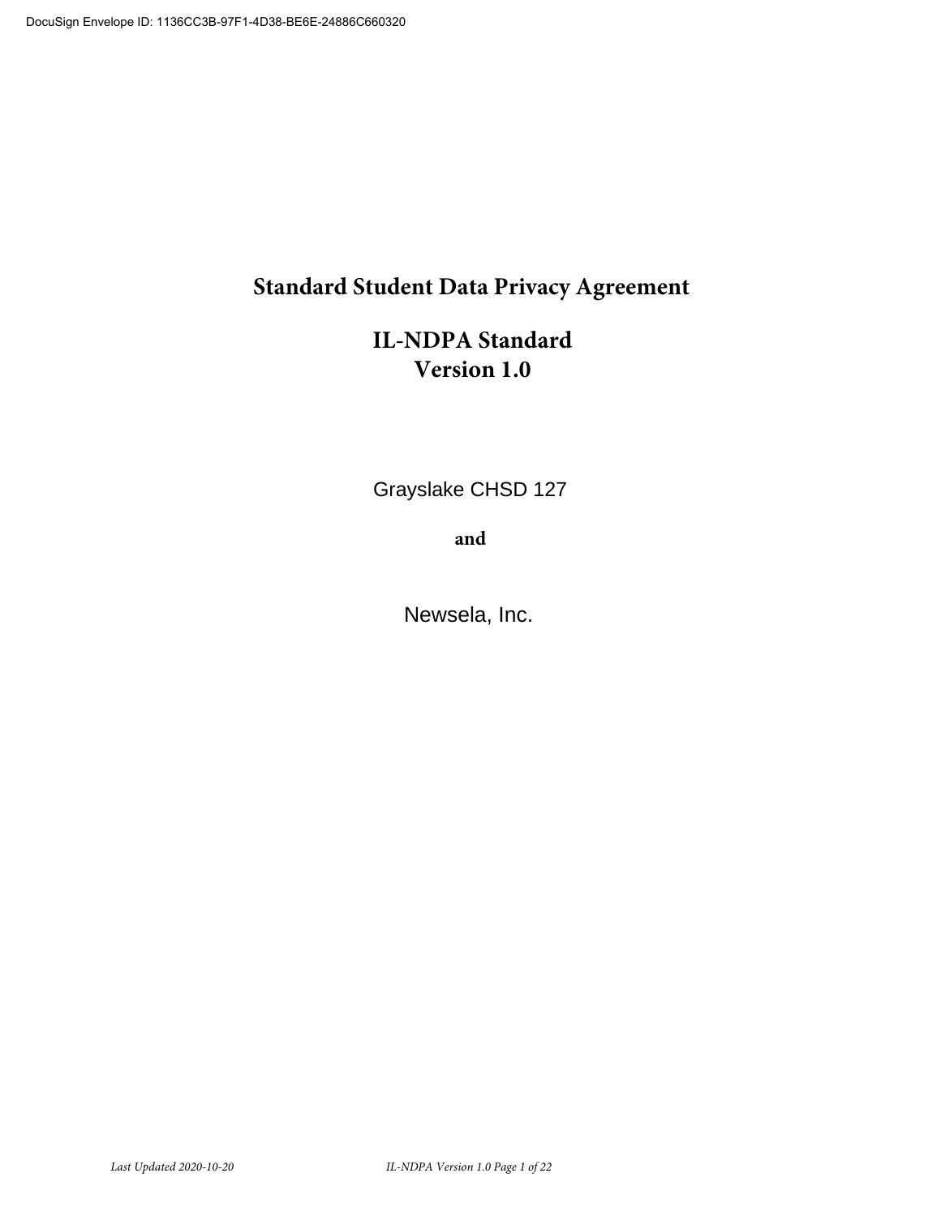# Standard Student Data Privacy Agreement

## IL-NDPA Standard
## Version 1.0

Grayslake CHSD 127

**and**

Newsela, Inc.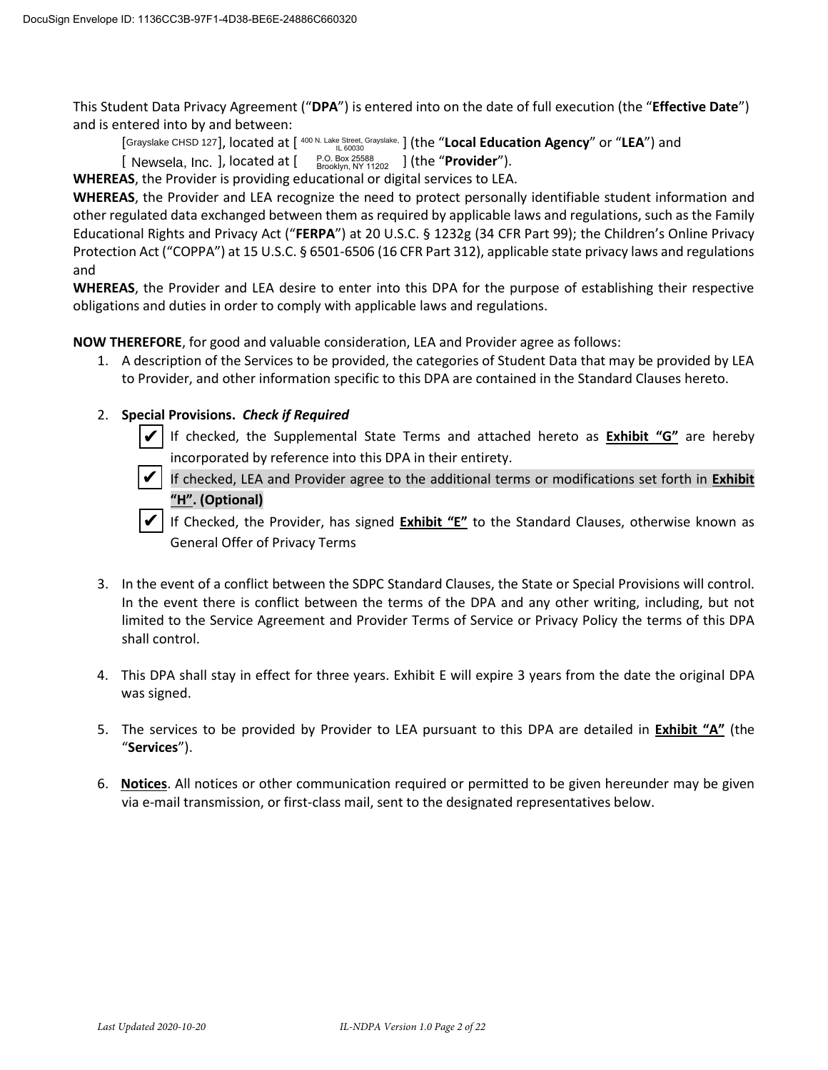This Student Data Privacy Agreement ("**DPA**") is entered into on the date of full execution (the "**Effective Date**") and is entered into by and between:

[Grayslake CHSD 127], located at [ 400 N. Lake Street, Grayslake, IL 60030 ] (the "**Local Education Agency**" or "**LEA**") and

[ Newsela, Inc. ], located at [ P.O. Box 25588 Brooklyn, NY 11202 ] (the "**Provider**").

**WHEREAS**, the Provider is providing educational or digital services to LEA.

**WHEREAS**, the Provider and LEA recognize the need to protect personally identifiable student information and other regulated data exchanged between them as required by applicable laws and regulations, such as the Family Educational Rights and Privacy Act ("**FERPA**") at 20 U.S.C. § 1232g (34 CFR Part 99); the Children's Online Privacy Protection Act ("COPPA") at 15 U.S.C. § 6501-6506 (16 CFR Part 312), applicable state privacy laws and regulations and

**WHEREAS**, the Provider and LEA desire to enter into this DPA for the purpose of establishing their respective obligations and duties in order to comply with applicable laws and regulations.

**NOW THEREFORE**, for good and valuable consideration, LEA and Provider agree as follows:

1. A description of the Services to be provided, the categories of Student Data that may be provided by LEA to Provider, and other information specific to this DPA are contained in the Standard Clauses hereto.

2. **Special Provisions.** ***Check if Required***

   ✔ If checked, the Supplemental State Terms and attached hereto as **Exhibit "G"** are hereby incorporated by reference into this DPA in their entirety.

   ✔ If checked, LEA and Provider agree to the additional terms or modifications set forth in **Exhibit "H". (Optional)**

   ✔ If Checked, the Provider, has signed **Exhibit "E"** to the Standard Clauses, otherwise known as General Offer of Privacy Terms

3. In the event of a conflict between the SDPC Standard Clauses, the State or Special Provisions will control. In the event there is conflict between the terms of the DPA and any other writing, including, but not limited to the Service Agreement and Provider Terms of Service or Privacy Policy the terms of this DPA shall control.

4. This DPA shall stay in effect for three years. Exhibit E will expire 3 years from the date the original DPA was signed.

5. The services to be provided by Provider to LEA pursuant to this DPA are detailed in **Exhibit "A"** (the "**Services**").

6. **Notices**. All notices or other communication required or permitted to be given hereunder may be given via e-mail transmission, or first-class mail, sent to the designated representatives below.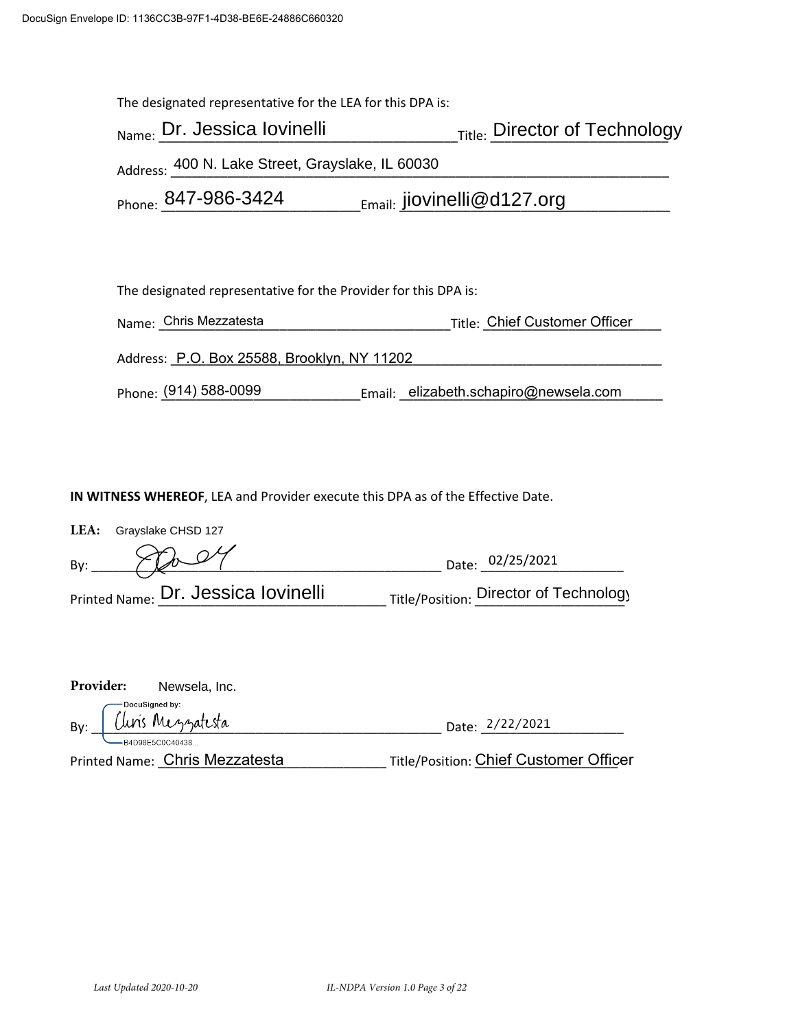The designated representative for the LEA for this DPA is:

Name: Dr. Jessica Iovinelli Title: Director of Technology

Address: 400 N. Lake Street, Grayslake, IL 60030

Phone: 847-986-3424 Email: jiovinelli@d127.org

The designated representative for the Provider for this DPA is:

Name: Chris Mezzatesta Title: Chief Customer Officer

Address: P.O. Box 25588, Brooklyn, NY 11202

Phone: (914) 588-0099 Email: elizabeth.schapiro@newsela.com

**IN WITNESS WHEREOF**, LEA and Provider execute this DPA as of the Effective Date.

**LEA:** Grayslake CHSD 127

By: [signature] Date: 02/25/2021

Printed Name: Dr. Jessica Iovinelli Title/Position: Director of Technology

**Provider:** Newsela, Inc.

By: DocuSigned by: Chris Mezzatesta B4D98E5C0C40438... Date: 2/22/2021

Printed Name: Chris Mezzatesta Title/Position: Chief Customer Officer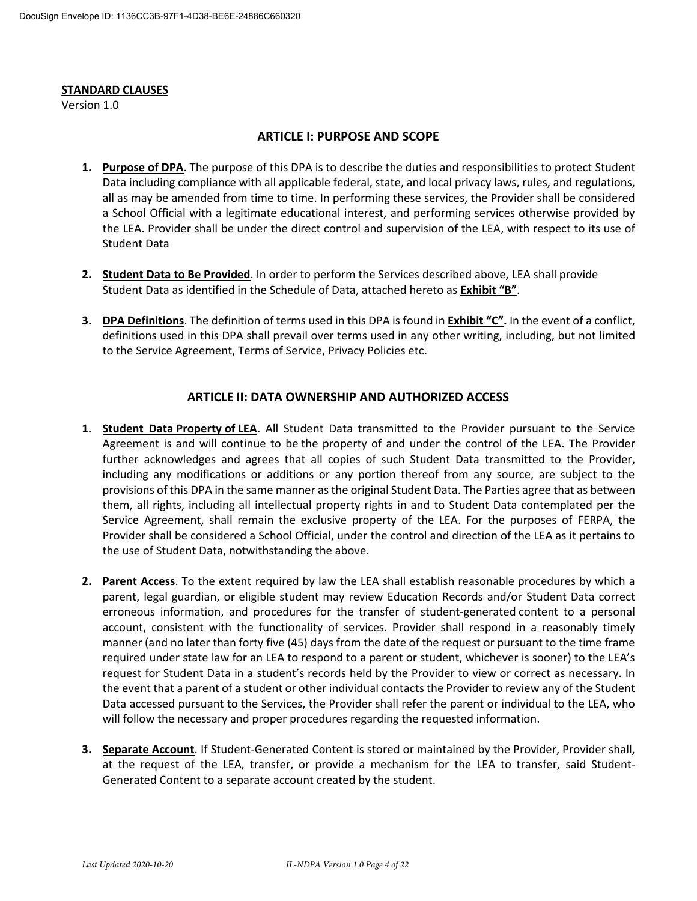**STANDARD CLAUSES**
Version 1.0

## ARTICLE I: PURPOSE AND SCOPE

1. **Purpose of DPA**. The purpose of this DPA is to describe the duties and responsibilities to protect Student Data including compliance with all applicable federal, state, and local privacy laws, rules, and regulations, all as may be amended from time to time. In performing these services, the Provider shall be considered a School Official with a legitimate educational interest, and performing services otherwise provided by the LEA. Provider shall be under the direct control and supervision of the LEA, with respect to its use of Student Data

2. **Student Data to Be Provided**. In order to perform the Services described above, LEA shall provide Student Data as identified in the Schedule of Data, attached hereto as **Exhibit "B"**.

3. **DPA Definitions**. The definition of terms used in this DPA is found in **Exhibit "C".** In the event of a conflict, definitions used in this DPA shall prevail over terms used in any other writing, including, but not limited to the Service Agreement, Terms of Service, Privacy Policies etc.

## ARTICLE II: DATA OWNERSHIP AND AUTHORIZED ACCESS

1. **Student Data Property of LEA**. All Student Data transmitted to the Provider pursuant to the Service Agreement is and will continue to be the property of and under the control of the LEA. The Provider further acknowledges and agrees that all copies of such Student Data transmitted to the Provider, including any modifications or additions or any portion thereof from any source, are subject to the provisions of this DPA in the same manner as the original Student Data. The Parties agree that as between them, all rights, including all intellectual property rights in and to Student Data contemplated per the Service Agreement, shall remain the exclusive property of the LEA. For the purposes of FERPA, the Provider shall be considered a School Official, under the control and direction of the LEA as it pertains to the use of Student Data, notwithstanding the above.

2. **Parent Access**. To the extent required by law the LEA shall establish reasonable procedures by which a parent, legal guardian, or eligible student may review Education Records and/or Student Data correct erroneous information, and procedures for the transfer of student-generated content to a personal account, consistent with the functionality of services. Provider shall respond in a reasonably timely manner (and no later than forty five (45) days from the date of the request or pursuant to the time frame required under state law for an LEA to respond to a parent or student, whichever is sooner) to the LEA's request for Student Data in a student's records held by the Provider to view or correct as necessary. In the event that a parent of a student or other individual contacts the Provider to review any of the Student Data accessed pursuant to the Services, the Provider shall refer the parent or individual to the LEA, who will follow the necessary and proper procedures regarding the requested information.

3. **Separate Account**. If Student-Generated Content is stored or maintained by the Provider, Provider shall, at the request of the LEA, transfer, or provide a mechanism for the LEA to transfer, said Student-Generated Content to a separate account created by the student.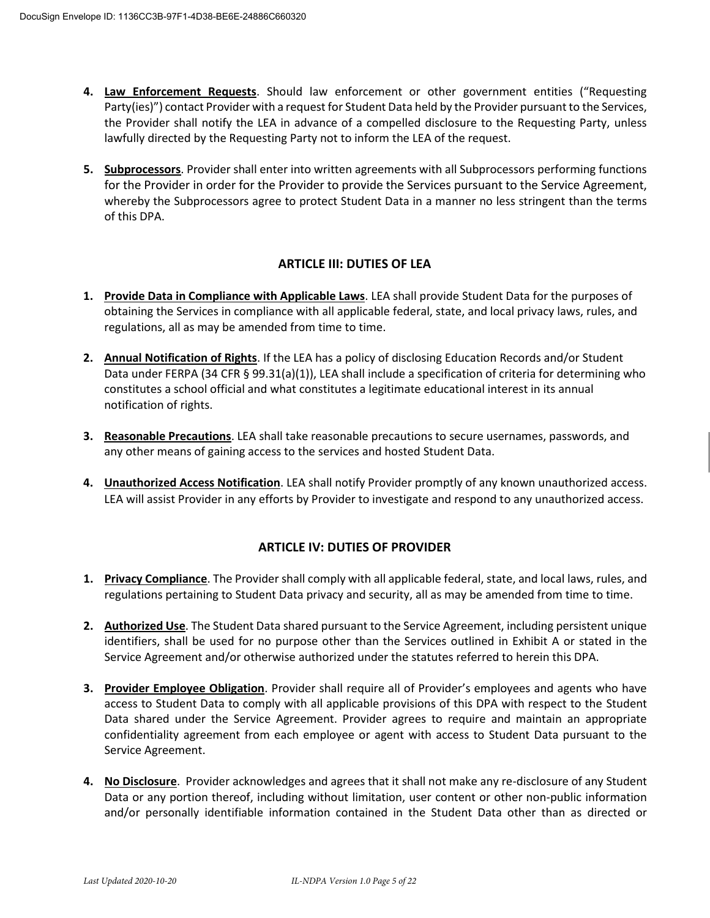4. **Law Enforcement Requests**. Should law enforcement or other government entities ("Requesting Party(ies)") contact Provider with a request for Student Data held by the Provider pursuant to the Services, the Provider shall notify the LEA in advance of a compelled disclosure to the Requesting Party, unless lawfully directed by the Requesting Party not to inform the LEA of the request.

5. **Subprocessors**. Provider shall enter into written agreements with all Subprocessors performing functions for the Provider in order for the Provider to provide the Services pursuant to the Service Agreement, whereby the Subprocessors agree to protect Student Data in a manner no less stringent than the terms of this DPA.

## ARTICLE III: DUTIES OF LEA

1. **Provide Data in Compliance with Applicable Laws**. LEA shall provide Student Data for the purposes of obtaining the Services in compliance with all applicable federal, state, and local privacy laws, rules, and regulations, all as may be amended from time to time.

2. **Annual Notification of Rights**. If the LEA has a policy of disclosing Education Records and/or Student Data under FERPA (34 CFR § 99.31(a)(1)), LEA shall include a specification of criteria for determining who constitutes a school official and what constitutes a legitimate educational interest in its annual notification of rights.

3. **Reasonable Precautions**. LEA shall take reasonable precautions to secure usernames, passwords, and any other means of gaining access to the services and hosted Student Data.

4. **Unauthorized Access Notification**. LEA shall notify Provider promptly of any known unauthorized access. LEA will assist Provider in any efforts by Provider to investigate and respond to any unauthorized access.

## ARTICLE IV: DUTIES OF PROVIDER

1. **Privacy Compliance**. The Provider shall comply with all applicable federal, state, and local laws, rules, and regulations pertaining to Student Data privacy and security, all as may be amended from time to time.

2. **Authorized Use**. The Student Data shared pursuant to the Service Agreement, including persistent unique identifiers, shall be used for no purpose other than the Services outlined in Exhibit A or stated in the Service Agreement and/or otherwise authorized under the statutes referred to herein this DPA.

3. **Provider Employee Obligation**. Provider shall require all of Provider's employees and agents who have access to Student Data to comply with all applicable provisions of this DPA with respect to the Student Data shared under the Service Agreement. Provider agrees to require and maintain an appropriate confidentiality agreement from each employee or agent with access to Student Data pursuant to the Service Agreement.

4. **No Disclosure**. Provider acknowledges and agrees that it shall not make any re-disclosure of any Student Data or any portion thereof, including without limitation, user content or other non-public information and/or personally identifiable information contained in the Student Data other than as directed or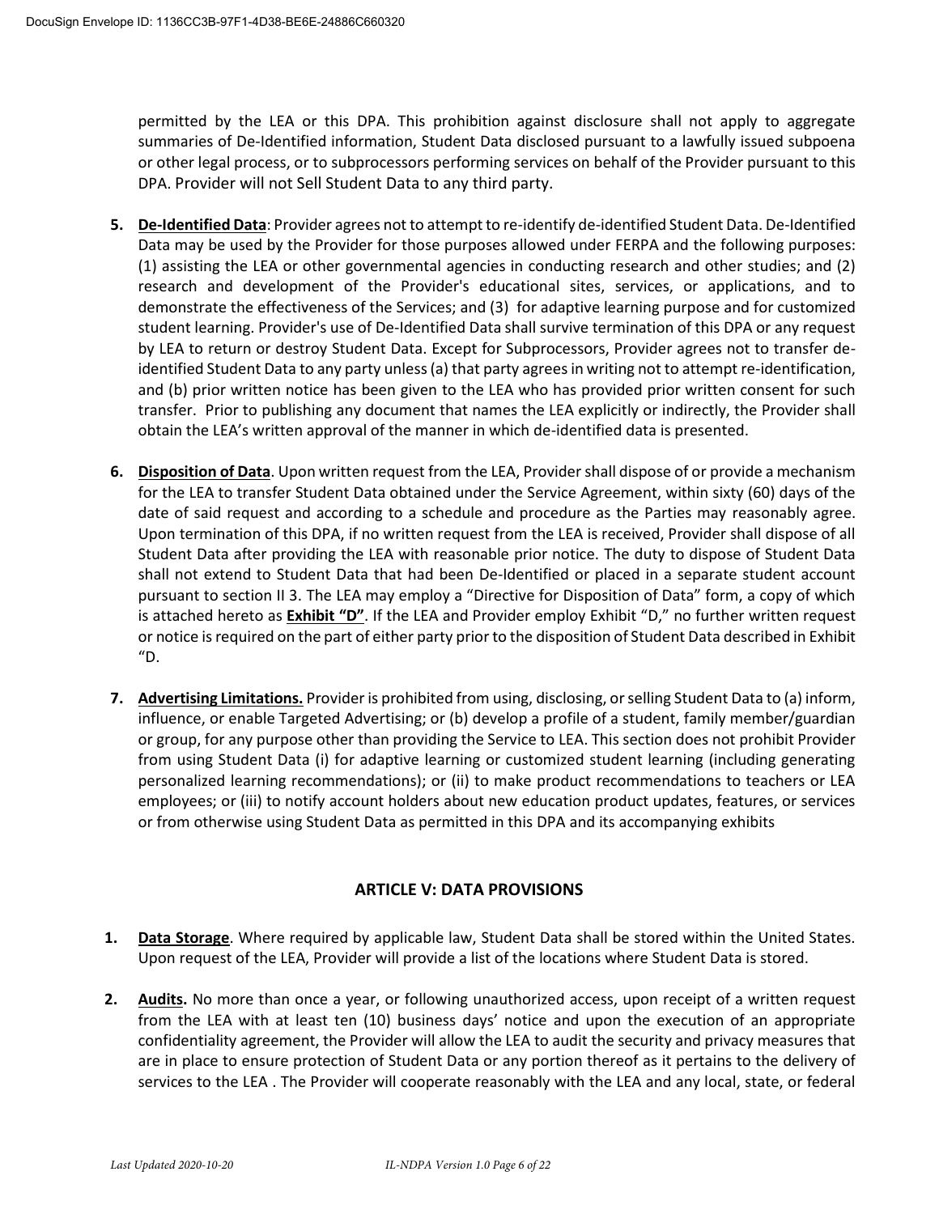permitted by the LEA or this DPA. This prohibition against disclosure shall not apply to aggregate summaries of De-Identified information, Student Data disclosed pursuant to a lawfully issued subpoena or other legal process, or to subprocessors performing services on behalf of the Provider pursuant to this DPA. Provider will not Sell Student Data to any third party.

5. **De-Identified Data**: Provider agrees not to attempt to re-identify de-identified Student Data. De-Identified Data may be used by the Provider for those purposes allowed under FERPA and the following purposes: (1) assisting the LEA or other governmental agencies in conducting research and other studies; and (2) research and development of the Provider's educational sites, services, or applications, and to demonstrate the effectiveness of the Services; and (3) for adaptive learning purpose and for customized student learning. Provider's use of De-Identified Data shall survive termination of this DPA or any request by LEA to return or destroy Student Data. Except for Subprocessors, Provider agrees not to transfer de-identified Student Data to any party unless (a) that party agrees in writing not to attempt re-identification, and (b) prior written notice has been given to the LEA who has provided prior written consent for such transfer. Prior to publishing any document that names the LEA explicitly or indirectly, the Provider shall obtain the LEA's written approval of the manner in which de-identified data is presented.

6. **Disposition of Data**. Upon written request from the LEA, Provider shall dispose of or provide a mechanism for the LEA to transfer Student Data obtained under the Service Agreement, within sixty (60) days of the date of said request and according to a schedule and procedure as the Parties may reasonably agree. Upon termination of this DPA, if no written request from the LEA is received, Provider shall dispose of all Student Data after providing the LEA with reasonable prior notice. The duty to dispose of Student Data shall not extend to Student Data that had been De-Identified or placed in a separate student account pursuant to section II 3. The LEA may employ a "Directive for Disposition of Data" form, a copy of which is attached hereto as **Exhibit "D"**. If the LEA and Provider employ Exhibit "D," no further written request or notice is required on the part of either party prior to the disposition of Student Data described in Exhibit "D.

7. **Advertising Limitations.** Provider is prohibited from using, disclosing, or selling Student Data to (a) inform, influence, or enable Targeted Advertising; or (b) develop a profile of a student, family member/guardian or group, for any purpose other than providing the Service to LEA. This section does not prohibit Provider from using Student Data (i) for adaptive learning or customized student learning (including generating personalized learning recommendations); or (ii) to make product recommendations to teachers or LEA employees; or (iii) to notify account holders about new education product updates, features, or services or from otherwise using Student Data as permitted in this DPA and its accompanying exhibits

## ARTICLE V: DATA PROVISIONS

1. **Data Storage**. Where required by applicable law, Student Data shall be stored within the United States. Upon request of the LEA, Provider will provide a list of the locations where Student Data is stored.

2. **Audits.** No more than once a year, or following unauthorized access, upon receipt of a written request from the LEA with at least ten (10) business days' notice and upon the execution of an appropriate confidentiality agreement, the Provider will allow the LEA to audit the security and privacy measures that are in place to ensure protection of Student Data or any portion thereof as it pertains to the delivery of services to the LEA . The Provider will cooperate reasonably with the LEA and any local, state, or federal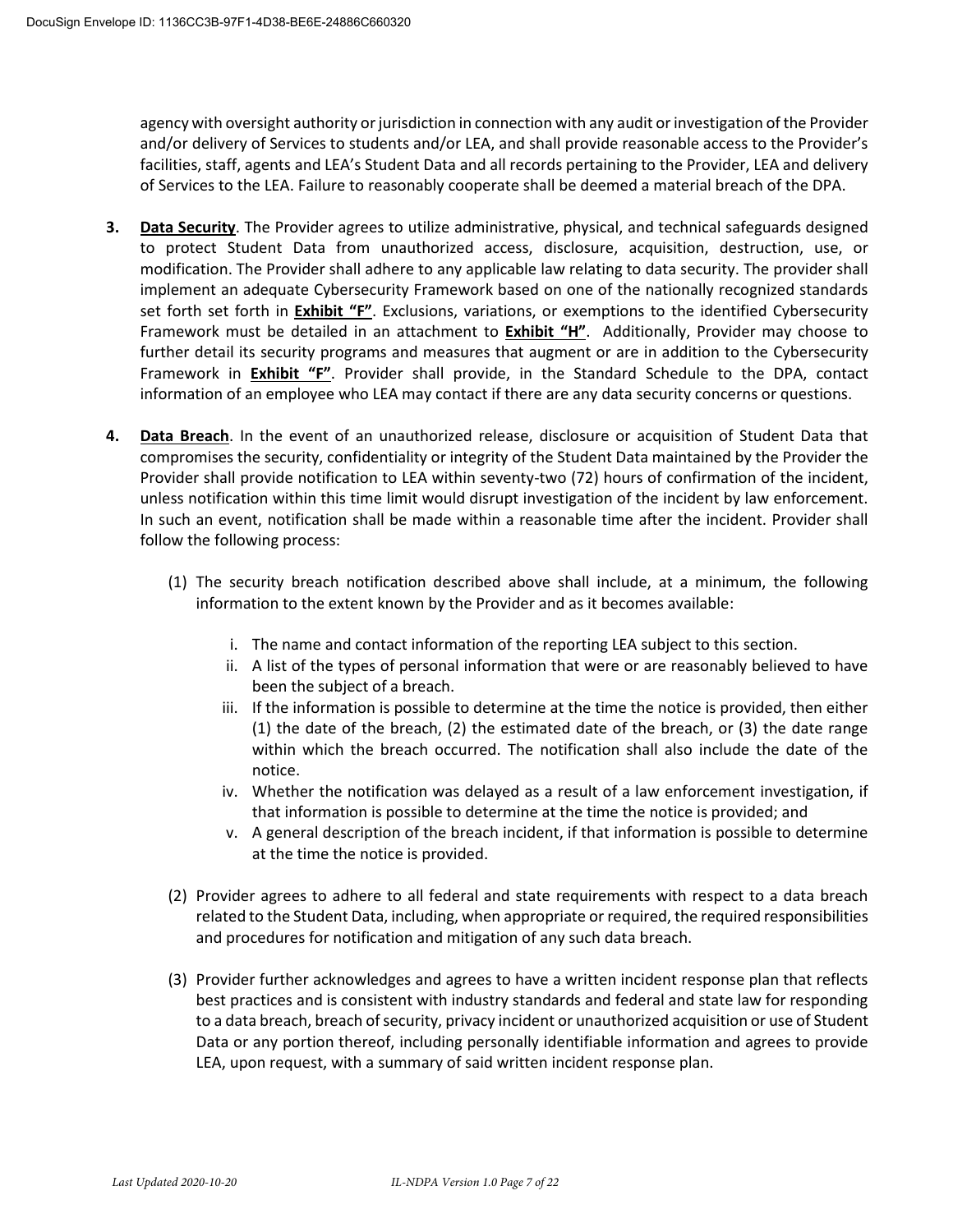agency with oversight authority or jurisdiction in connection with any audit or investigation of the Provider and/or delivery of Services to students and/or LEA, and shall provide reasonable access to the Provider's facilities, staff, agents and LEA's Student Data and all records pertaining to the Provider, LEA and delivery of Services to the LEA. Failure to reasonably cooperate shall be deemed a material breach of the DPA.

3. **Data Security**. The Provider agrees to utilize administrative, physical, and technical safeguards designed to protect Student Data from unauthorized access, disclosure, acquisition, destruction, use, or modification. The Provider shall adhere to any applicable law relating to data security. The provider shall implement an adequate Cybersecurity Framework based on one of the nationally recognized standards set forth set forth in **Exhibit "F"**. Exclusions, variations, or exemptions to the identified Cybersecurity Framework must be detailed in an attachment to **Exhibit "H"**. Additionally, Provider may choose to further detail its security programs and measures that augment or are in addition to the Cybersecurity Framework in **Exhibit "F"**. Provider shall provide, in the Standard Schedule to the DPA, contact information of an employee who LEA may contact if there are any data security concerns or questions.

4. **Data Breach**. In the event of an unauthorized release, disclosure or acquisition of Student Data that compromises the security, confidentiality or integrity of the Student Data maintained by the Provider the Provider shall provide notification to LEA within seventy-two (72) hours of confirmation of the incident, unless notification within this time limit would disrupt investigation of the incident by law enforcement. In such an event, notification shall be made within a reasonable time after the incident. Provider shall follow the following process:

   (1) The security breach notification described above shall include, at a minimum, the following information to the extent known by the Provider and as it becomes available:

      i. The name and contact information of the reporting LEA subject to this section.
      ii. A list of the types of personal information that were or are reasonably believed to have been the subject of a breach.
      iii. If the information is possible to determine at the time the notice is provided, then either (1) the date of the breach, (2) the estimated date of the breach, or (3) the date range within which the breach occurred. The notification shall also include the date of the notice.
      iv. Whether the notification was delayed as a result of a law enforcement investigation, if that information is possible to determine at the time the notice is provided; and
      v. A general description of the breach incident, if that information is possible to determine at the time the notice is provided.

   (2) Provider agrees to adhere to all federal and state requirements with respect to a data breach related to the Student Data, including, when appropriate or required, the required responsibilities and procedures for notification and mitigation of any such data breach.

   (3) Provider further acknowledges and agrees to have a written incident response plan that reflects best practices and is consistent with industry standards and federal and state law for responding to a data breach, breach of security, privacy incident or unauthorized acquisition or use of Student Data or any portion thereof, including personally identifiable information and agrees to provide LEA, upon request, with a summary of said written incident response plan.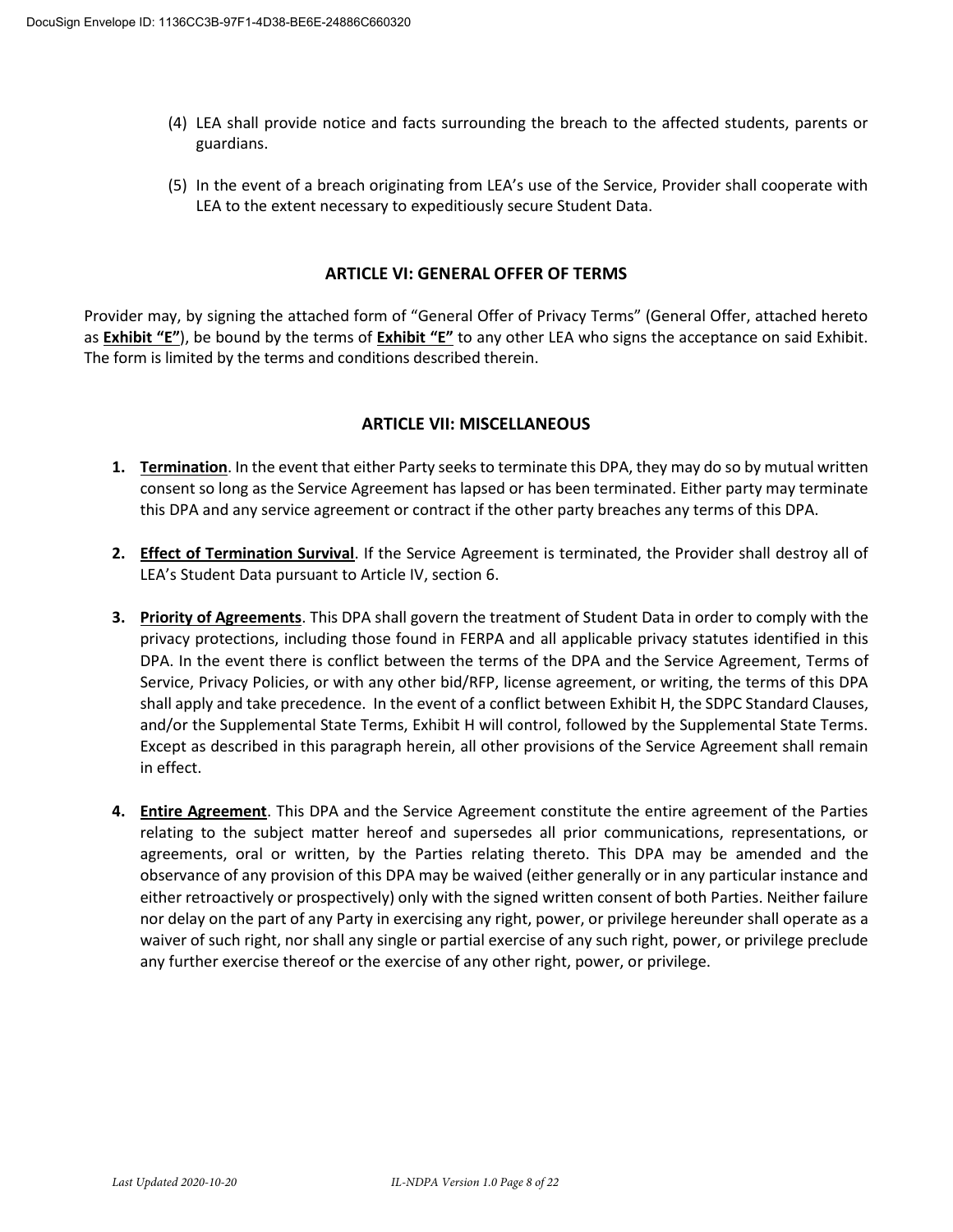(4) LEA shall provide notice and facts surrounding the breach to the affected students, parents or guardians.

(5) In the event of a breach originating from LEA's use of the Service, Provider shall cooperate with LEA to the extent necessary to expeditiously secure Student Data.

## ARTICLE VI: GENERAL OFFER OF TERMS

Provider may, by signing the attached form of "General Offer of Privacy Terms" (General Offer, attached hereto as **Exhibit "E"**), be bound by the terms of **Exhibit "E"** to any other LEA who signs the acceptance on said Exhibit. The form is limited by the terms and conditions described therein.

## ARTICLE VII: MISCELLANEOUS

1. **Termination**. In the event that either Party seeks to terminate this DPA, they may do so by mutual written consent so long as the Service Agreement has lapsed or has been terminated. Either party may terminate this DPA and any service agreement or contract if the other party breaches any terms of this DPA.

2. **Effect of Termination Survival**. If the Service Agreement is terminated, the Provider shall destroy all of LEA's Student Data pursuant to Article IV, section 6.

3. **Priority of Agreements**. This DPA shall govern the treatment of Student Data in order to comply with the privacy protections, including those found in FERPA and all applicable privacy statutes identified in this DPA. In the event there is conflict between the terms of the DPA and the Service Agreement, Terms of Service, Privacy Policies, or with any other bid/RFP, license agreement, or writing, the terms of this DPA shall apply and take precedence. In the event of a conflict between Exhibit H, the SDPC Standard Clauses, and/or the Supplemental State Terms, Exhibit H will control, followed by the Supplemental State Terms. Except as described in this paragraph herein, all other provisions of the Service Agreement shall remain in effect.

4. **Entire Agreement**. This DPA and the Service Agreement constitute the entire agreement of the Parties relating to the subject matter hereof and supersedes all prior communications, representations, or agreements, oral or written, by the Parties relating thereto. This DPA may be amended and the observance of any provision of this DPA may be waived (either generally or in any particular instance and either retroactively or prospectively) only with the signed written consent of both Parties. Neither failure nor delay on the part of any Party in exercising any right, power, or privilege hereunder shall operate as a waiver of such right, nor shall any single or partial exercise of any such right, power, or privilege preclude any further exercise thereof or the exercise of any other right, power, or privilege.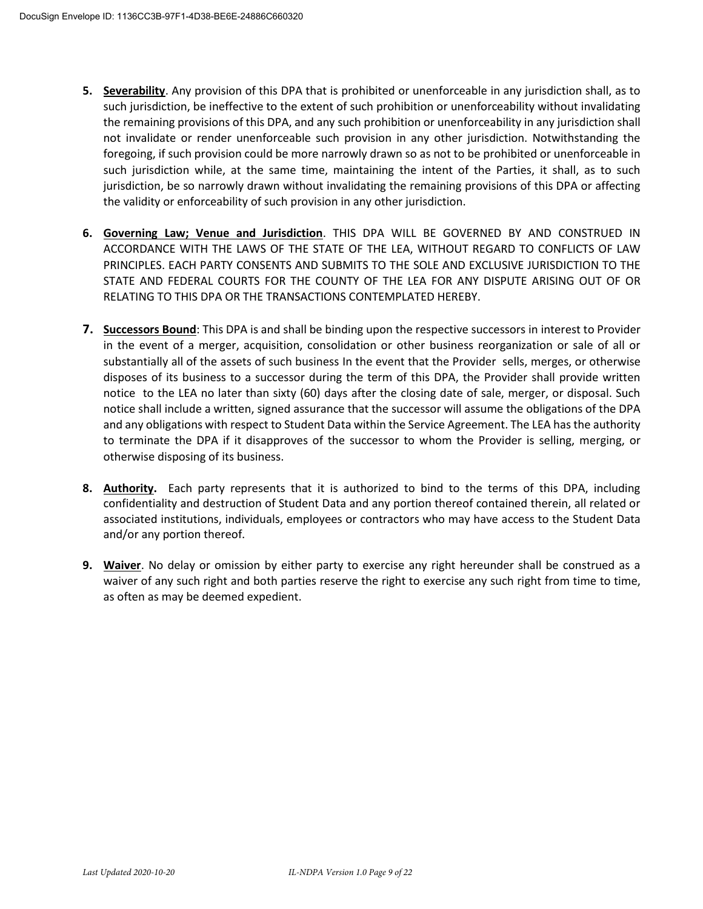5. **Severability**. Any provision of this DPA that is prohibited or unenforceable in any jurisdiction shall, as to such jurisdiction, be ineffective to the extent of such prohibition or unenforceability without invalidating the remaining provisions of this DPA, and any such prohibition or unenforceability in any jurisdiction shall not invalidate or render unenforceable such provision in any other jurisdiction. Notwithstanding the foregoing, if such provision could be more narrowly drawn so as not to be prohibited or unenforceable in such jurisdiction while, at the same time, maintaining the intent of the Parties, it shall, as to such jurisdiction, be so narrowly drawn without invalidating the remaining provisions of this DPA or affecting the validity or enforceability of such provision in any other jurisdiction.

6. **Governing Law; Venue and Jurisdiction**. THIS DPA WILL BE GOVERNED BY AND CONSTRUED IN ACCORDANCE WITH THE LAWS OF THE STATE OF THE LEA, WITHOUT REGARD TO CONFLICTS OF LAW PRINCIPLES. EACH PARTY CONSENTS AND SUBMITS TO THE SOLE AND EXCLUSIVE JURISDICTION TO THE STATE AND FEDERAL COURTS FOR THE COUNTY OF THE LEA FOR ANY DISPUTE ARISING OUT OF OR RELATING TO THIS DPA OR THE TRANSACTIONS CONTEMPLATED HEREBY.

7. **Successors Bound**: This DPA is and shall be binding upon the respective successors in interest to Provider in the event of a merger, acquisition, consolidation or other business reorganization or sale of all or substantially all of the assets of such business In the event that the Provider sells, merges, or otherwise disposes of its business to a successor during the term of this DPA, the Provider shall provide written notice to the LEA no later than sixty (60) days after the closing date of sale, merger, or disposal. Such notice shall include a written, signed assurance that the successor will assume the obligations of the DPA and any obligations with respect to Student Data within the Service Agreement. The LEA has the authority to terminate the DPA if it disapproves of the successor to whom the Provider is selling, merging, or otherwise disposing of its business.

8. **Authority.** Each party represents that it is authorized to bind to the terms of this DPA, including confidentiality and destruction of Student Data and any portion thereof contained therein, all related or associated institutions, individuals, employees or contractors who may have access to the Student Data and/or any portion thereof.

9. **Waiver**. No delay or omission by either party to exercise any right hereunder shall be construed as a waiver of any such right and both parties reserve the right to exercise any such right from time to time, as often as may be deemed expedient.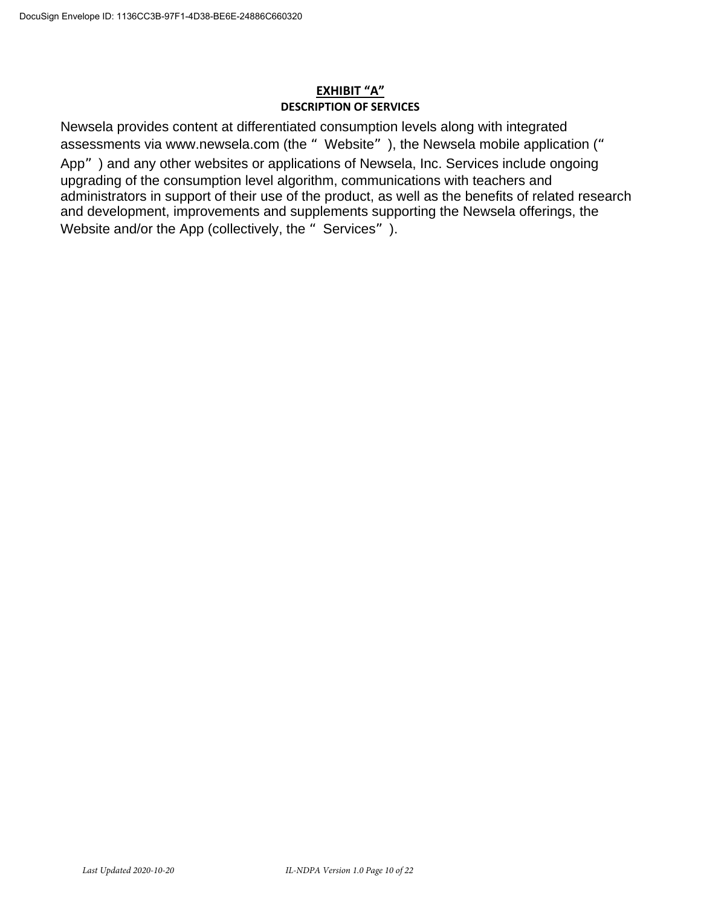## EXHIBIT "A"

### DESCRIPTION OF SERVICES

Newsela provides content at differentiated consumption levels along with integrated assessments via www.newsela.com (the "Website"), the Newsela mobile application ("App") and any other websites or applications of Newsela, Inc. Services include ongoing upgrading of the consumption level algorithm, communications with teachers and administrators in support of their use of the product, as well as the benefits of related research and development, improvements and supplements supporting the Newsela offerings, the Website and/or the App (collectively, the "Services").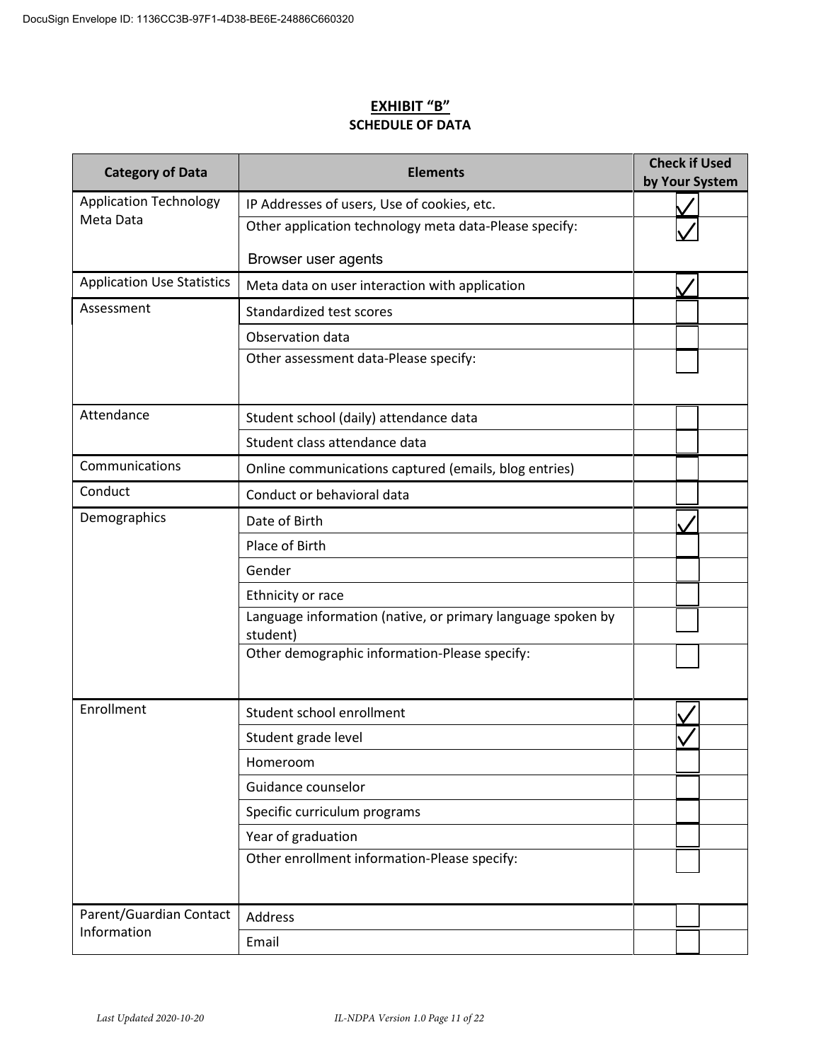## EXHIBIT "B"
### SCHEDULE OF DATA

| Category of Data | Elements | Check if Used by Your System |
|---|---|---|
| Application Technology Meta Data | IP Addresses of users, Use of cookies, etc. | ✓ |
| | Other application technology meta data-Please specify: Browser user agents | ✓ |
| Application Use Statistics | Meta data on user interaction with application | ✓ |
| Assessment | Standardized test scores | ☐ |
| | Observation data | ☐ |
| | Other assessment data-Please specify: | ☐ |
| Attendance | Student school (daily) attendance data | ☐ |
| | Student class attendance data | ☐ |
| Communications | Online communications captured (emails, blog entries) | ☐ |
| Conduct | Conduct or behavioral data | ☐ |
| Demographics | Date of Birth | ✓ |
| | Place of Birth | ☐ |
| | Gender | ☐ |
| | Ethnicity or race | ☐ |
| | Language information (native, or primary language spoken by student) | ☐ |
| | Other demographic information-Please specify: | ☐ |
| Enrollment | Student school enrollment | ✓ |
| | Student grade level | ✓ |
| | Homeroom | ☐ |
| | Guidance counselor | ☐ |
| | Specific curriculum programs | ☐ |
| | Year of graduation | ☐ |
| | Other enrollment information-Please specify: | ☐ |
| Parent/Guardian Contact Information | Address | ☐ |
| | Email | ☐ |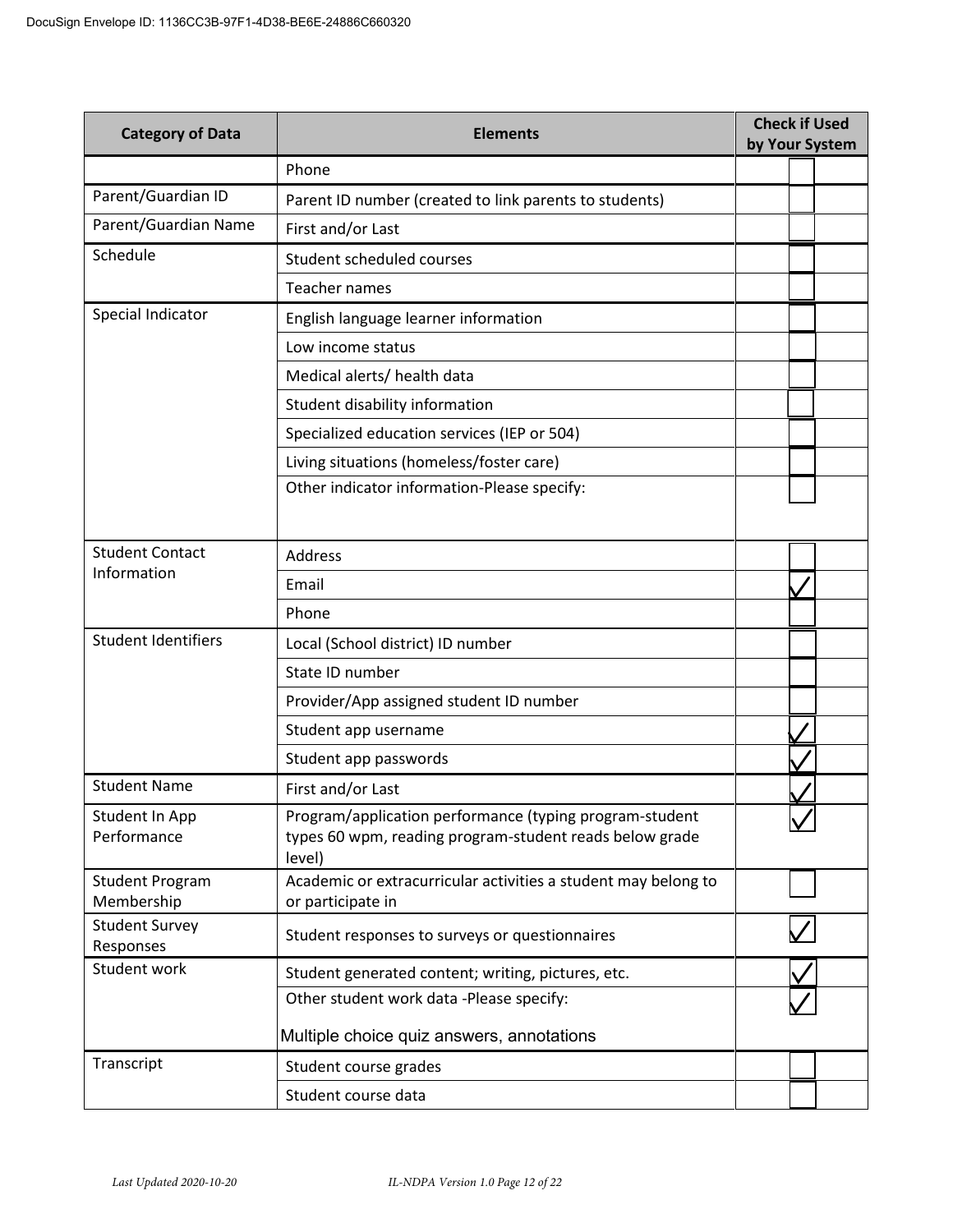| Category of Data | Elements | Check if Used by Your System |
|---|---|---|
| | Phone | ☐ |
| Parent/Guardian ID | Parent ID number (created to link parents to students) | ☐ |
| Parent/Guardian Name | First and/or Last | ☐ |
| Schedule | Student scheduled courses | ☐ |
| | Teacher names | ☐ |
| Special Indicator | English language learner information | ☐ |
| | Low income status | ☐ |
| | Medical alerts/ health data | ☐ |
| | Student disability information | ☐ |
| | Specialized education services (IEP or 504) | ☐ |
| | Living situations (homeless/foster care) | ☐ |
| | Other indicator information-Please specify: | ☐ |
| Student Contact Information | Address | ☐ |
| | Email | ☑ |
| | Phone | ☐ |
| Student Identifiers | Local (School district) ID number | ☐ |
| | State ID number | ☐ |
| | Provider/App assigned student ID number | ☐ |
| | Student app username | ☑ |
| | Student app passwords | ☑ |
| Student Name | First and/or Last | ☑ |
| Student In App Performance | Program/application performance (typing program-student types 60 wpm, reading program-student reads below grade level) | ☑ |
| Student Program Membership | Academic or extracurricular activities a student may belong to or participate in | ☐ |
| Student Survey Responses | Student responses to surveys or questionnaires | ☑ |
| Student work | Student generated content; writing, pictures, etc. | ☑ |
| | Other student work data -Please specify: Multiple choice quiz answers, annotations | ☑ |
| Transcript | Student course grades | ☐ |
| | Student course data | ☐ |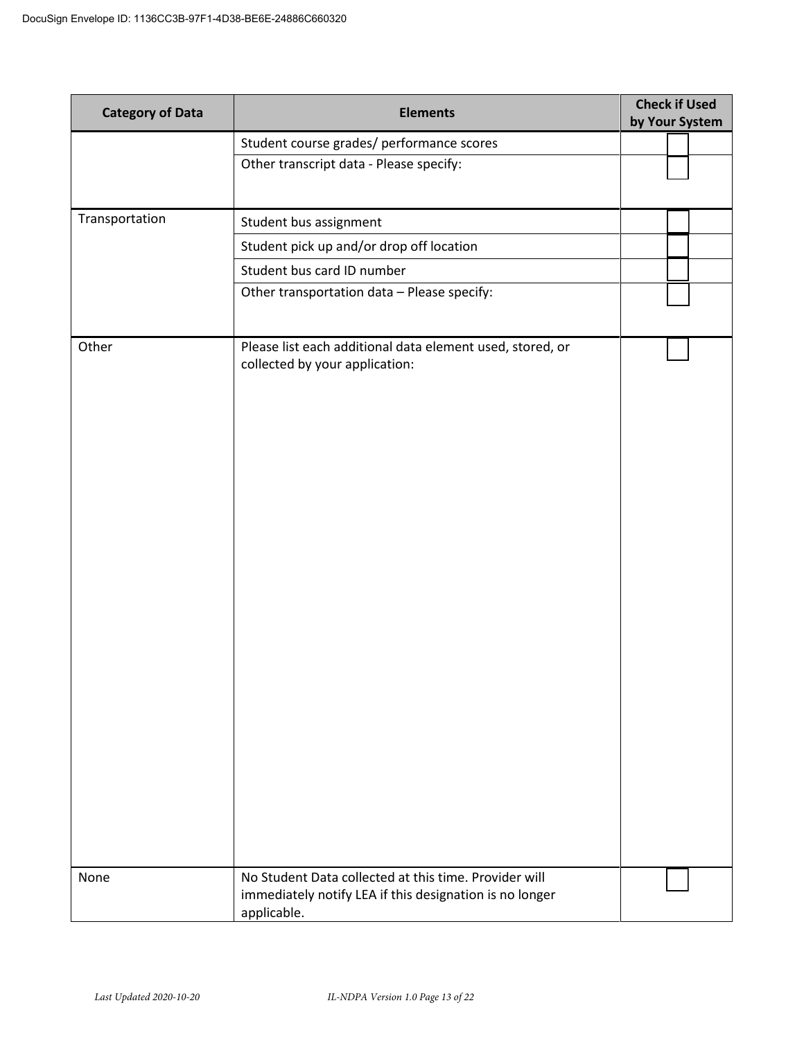| Category of Data | Elements | Check if Used by Your System |
|---|---|---|
| | Student course grades/ performance scores | |
| | Other transcript data - Please specify: | |
| Transportation | Student bus assignment | |
| | Student pick up and/or drop off location | |
| | Student bus card ID number | |
| | Other transportation data – Please specify: | |
| Other | Please list each additional data element used, stored, or collected by your application: | |
| None | No Student Data collected at this time. Provider will immediately notify LEA if this designation is no longer applicable. | |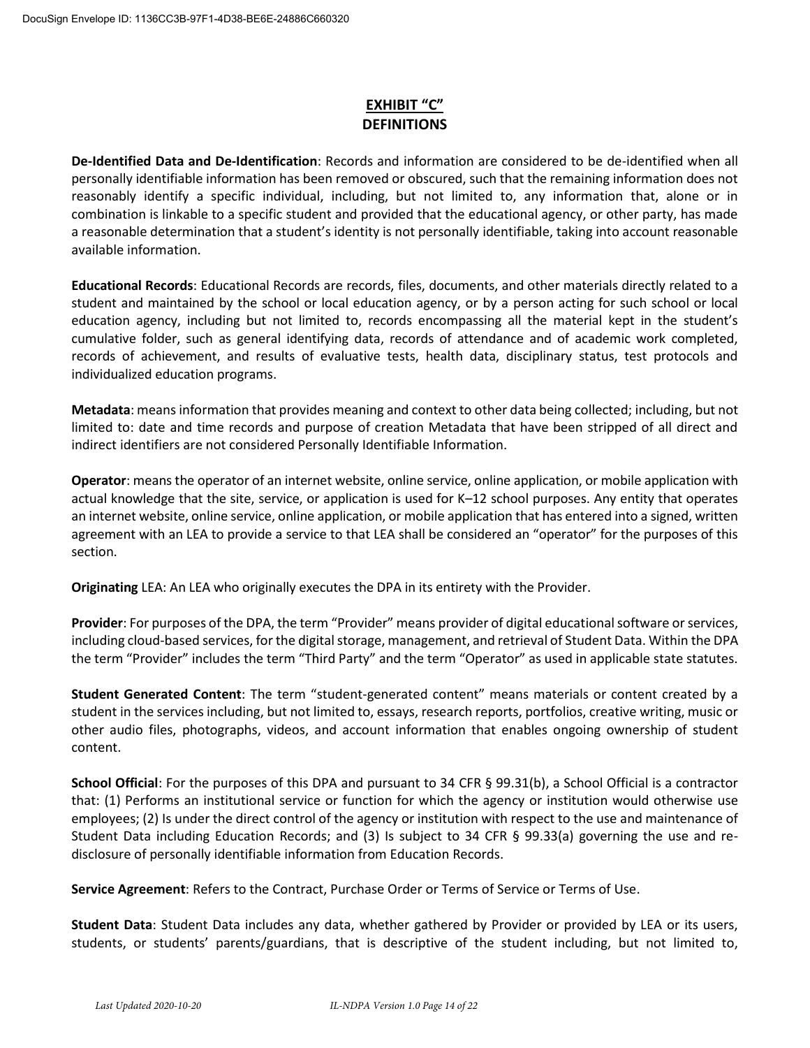# EXHIBIT "C"
## DEFINITIONS

**De-Identified Data and De-Identification**: Records and information are considered to be de-identified when all personally identifiable information has been removed or obscured, such that the remaining information does not reasonably identify a specific individual, including, but not limited to, any information that, alone or in combination is linkable to a specific student and provided that the educational agency, or other party, has made a reasonable determination that a student's identity is not personally identifiable, taking into account reasonable available information.

**Educational Records**: Educational Records are records, files, documents, and other materials directly related to a student and maintained by the school or local education agency, or by a person acting for such school or local education agency, including but not limited to, records encompassing all the material kept in the student's cumulative folder, such as general identifying data, records of attendance and of academic work completed, records of achievement, and results of evaluative tests, health data, disciplinary status, test protocols and individualized education programs.

**Metadata**: means information that provides meaning and context to other data being collected; including, but not limited to: date and time records and purpose of creation Metadata that have been stripped of all direct and indirect identifiers are not considered Personally Identifiable Information.

**Operator**: means the operator of an internet website, online service, online application, or mobile application with actual knowledge that the site, service, or application is used for K–12 school purposes. Any entity that operates an internet website, online service, online application, or mobile application that has entered into a signed, written agreement with an LEA to provide a service to that LEA shall be considered an "operator" for the purposes of this section.

**Originating** LEA: An LEA who originally executes the DPA in its entirety with the Provider.

**Provider**: For purposes of the DPA, the term "Provider" means provider of digital educational software or services, including cloud-based services, for the digital storage, management, and retrieval of Student Data. Within the DPA the term "Provider" includes the term "Third Party" and the term "Operator" as used in applicable state statutes.

**Student Generated Content**: The term "student-generated content" means materials or content created by a student in the services including, but not limited to, essays, research reports, portfolios, creative writing, music or other audio files, photographs, videos, and account information that enables ongoing ownership of student content.

**School Official**: For the purposes of this DPA and pursuant to 34 CFR § 99.31(b), a School Official is a contractor that: (1) Performs an institutional service or function for which the agency or institution would otherwise use employees; (2) Is under the direct control of the agency or institution with respect to the use and maintenance of Student Data including Education Records; and (3) Is subject to 34 CFR § 99.33(a) governing the use and re-disclosure of personally identifiable information from Education Records.

**Service Agreement**: Refers to the Contract, Purchase Order or Terms of Service or Terms of Use.

**Student Data**: Student Data includes any data, whether gathered by Provider or provided by LEA or its users, students, or students' parents/guardians, that is descriptive of the student including, but not limited to,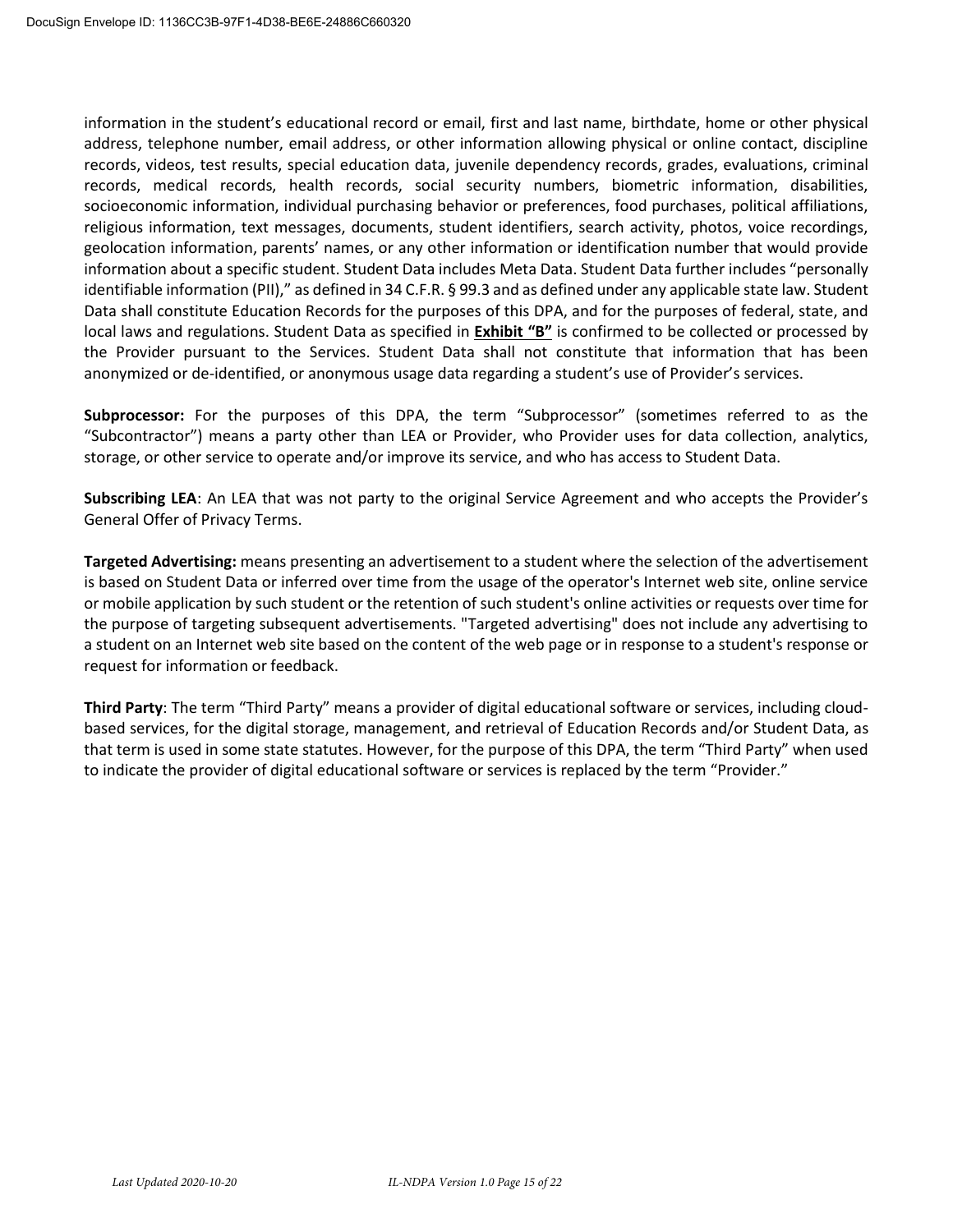information in the student's educational record or email, first and last name, birthdate, home or other physical address, telephone number, email address, or other information allowing physical or online contact, discipline records, videos, test results, special education data, juvenile dependency records, grades, evaluations, criminal records, medical records, health records, social security numbers, biometric information, disabilities, socioeconomic information, individual purchasing behavior or preferences, food purchases, political affiliations, religious information, text messages, documents, student identifiers, search activity, photos, voice recordings, geolocation information, parents' names, or any other information or identification number that would provide information about a specific student. Student Data includes Meta Data. Student Data further includes "personally identifiable information (PII)," as defined in 34 C.F.R. § 99.3 and as defined under any applicable state law. Student Data shall constitute Education Records for the purposes of this DPA, and for the purposes of federal, state, and local laws and regulations. Student Data as specified in **Exhibit "B"** is confirmed to be collected or processed by the Provider pursuant to the Services. Student Data shall not constitute that information that has been anonymized or de-identified, or anonymous usage data regarding a student's use of Provider's services.

**Subprocessor:** For the purposes of this DPA, the term "Subprocessor" (sometimes referred to as the "Subcontractor") means a party other than LEA or Provider, who Provider uses for data collection, analytics, storage, or other service to operate and/or improve its service, and who has access to Student Data.

**Subscribing LEA**: An LEA that was not party to the original Service Agreement and who accepts the Provider's General Offer of Privacy Terms.

**Targeted Advertising:** means presenting an advertisement to a student where the selection of the advertisement is based on Student Data or inferred over time from the usage of the operator's Internet web site, online service or mobile application by such student or the retention of such student's online activities or requests over time for the purpose of targeting subsequent advertisements. "Targeted advertising" does not include any advertising to a student on an Internet web site based on the content of the web page or in response to a student's response or request for information or feedback.

**Third Party**: The term "Third Party" means a provider of digital educational software or services, including cloud-based services, for the digital storage, management, and retrieval of Education Records and/or Student Data, as that term is used in some state statutes. However, for the purpose of this DPA, the term "Third Party" when used to indicate the provider of digital educational software or services is replaced by the term "Provider."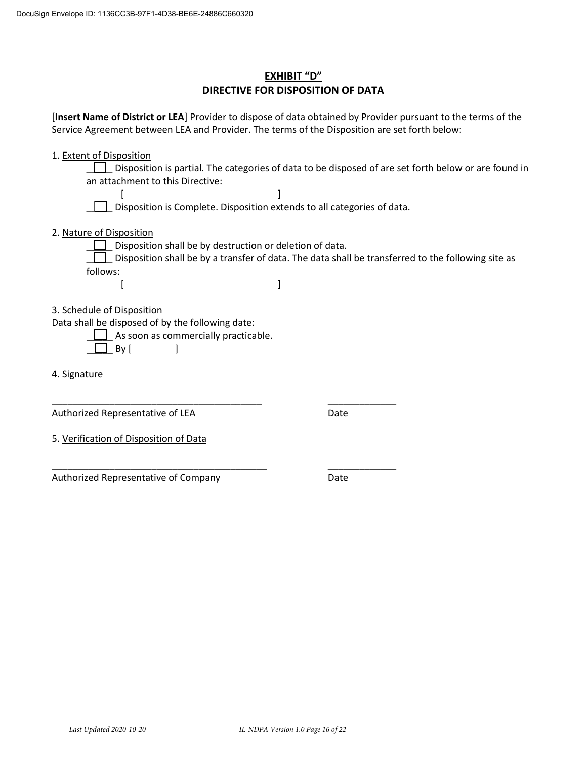## EXHIBIT "D"

## DIRECTIVE FOR DISPOSITION OF DATA

[**Insert Name of District or LEA**] Provider to dispose of data obtained by Provider pursuant to the terms of the Service Agreement between LEA and Provider. The terms of the Disposition are set forth below:

1. Extent of Disposition

☐ Disposition is partial. The categories of data to be disposed of are set forth below or are found in an attachment to this Directive:

[ ]

☐ Disposition is Complete. Disposition extends to all categories of data.

2. Nature of Disposition

☐ Disposition shall be by destruction or deletion of data.

☐ Disposition shall be by a transfer of data. The data shall be transferred to the following site as follows:

[ ]

3. Schedule of Disposition

Data shall be disposed of by the following date:

☐ As soon as commercially practicable.

☐ By [ ]

4. Signature

\_\_\_\_\_\_\_\_\_\_\_\_\_\_\_\_\_\_\_\_\_\_\_\_\_\_\_\_\_\_\_\_\_\_\_\_\_\_\_\_ \_\_\_\_\_\_\_\_\_\_\_\_\_

Authorized Representative of LEA Date

5. Verification of Disposition of Data

\_\_\_\_\_\_\_\_\_\_\_\_\_\_\_\_\_\_\_\_\_\_\_\_\_\_\_\_\_\_\_\_\_\_\_\_\_\_\_\_ \_\_\_\_\_\_\_\_\_\_\_\_\_

Authorized Representative of Company Date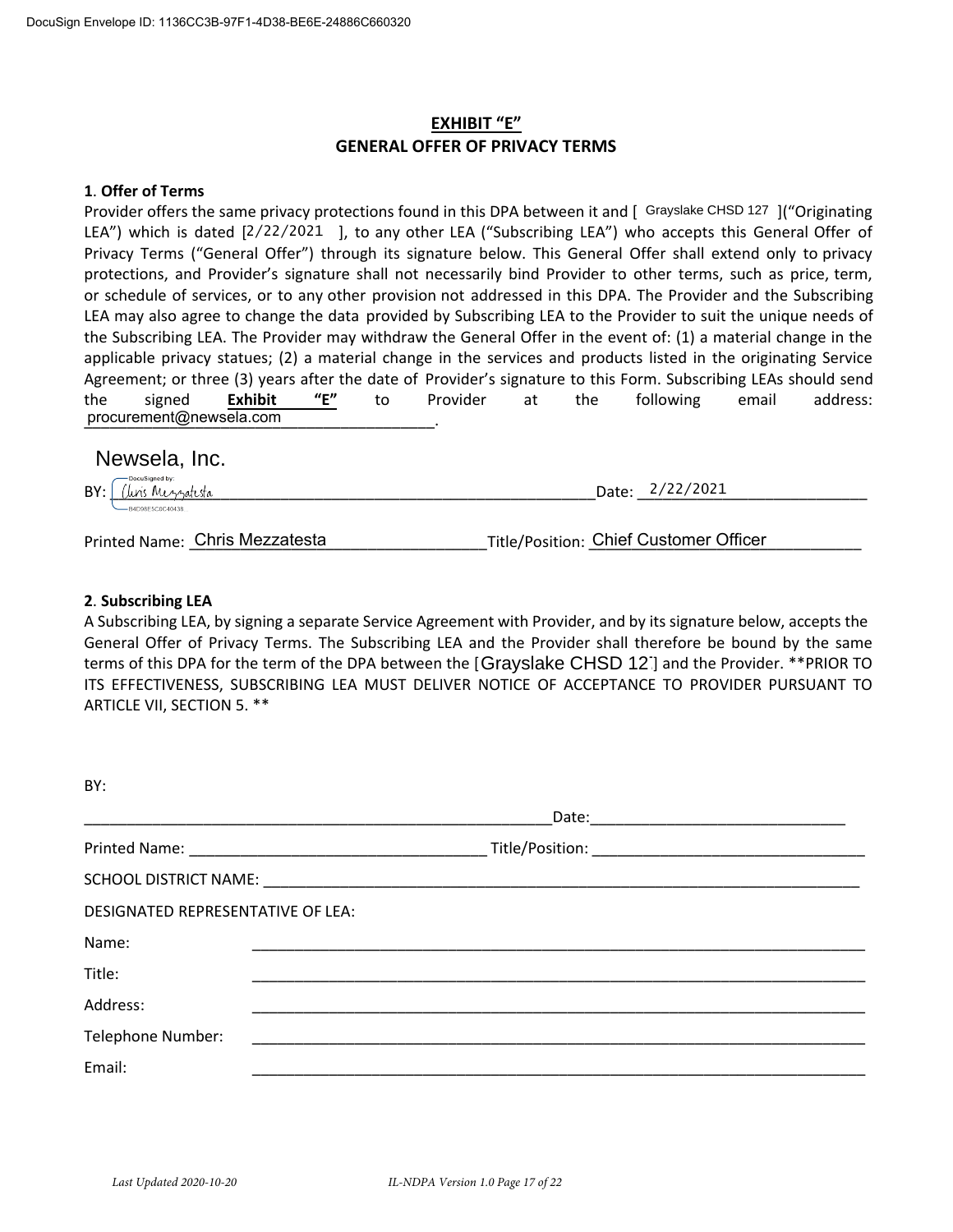DocuSign Envelope ID: 1136CC3B-97F1-4D38-BE6E-24886C660320

## EXHIBIT "E"
## GENERAL OFFER OF PRIVACY TERMS

**1. Offer of Terms**

Provider offers the same privacy protections found in this DPA between it and [ Grayslake CHSD 127 ]("Originating LEA") which is dated [2/22/2021 ], to any other LEA ("Subscribing LEA") who accepts this General Offer of Privacy Terms ("General Offer") through its signature below. This General Offer shall extend only to privacy protections, and Provider's signature shall not necessarily bind Provider to other terms, such as price, term, or schedule of services, or to any other provision not addressed in this DPA. The Provider and the Subscribing LEA may also agree to change the data provided by Subscribing LEA to the Provider to suit the unique needs of the Subscribing LEA. The Provider may withdraw the General Offer in the event of: (1) a material change in the applicable privacy statues; (2) a material change in the services and products listed in the originating Service Agreement; or three (3) years after the date of Provider's signature to this Form. Subscribing LEAs should send the signed **Exhibit "E"** to Provider at the following email address: procurement@newsela.com.

Newsela, Inc.

BY: Chris Mezzatesta Date: 2/22/2021

Printed Name: Chris Mezzatesta Title/Position: Chief Customer Officer

**2. Subscribing LEA**

A Subscribing LEA, by signing a separate Service Agreement with Provider, and by its signature below, accepts the General Offer of Privacy Terms. The Subscribing LEA and the Provider shall therefore be bound by the same terms of this DPA for the term of the DPA between the [Grayslake CHSD 12 ] and the Provider. **PRIOR TO ITS EFFECTIVENESS, SUBSCRIBING LEA MUST DELIVER NOTICE OF ACCEPTANCE TO PROVIDER PURSUANT TO ARTICLE VII, SECTION 5. **

BY:

_______________________________________ Date: ____________________

Printed Name: ______________________ Title/Position: ______________________

SCHOOL DISTRICT NAME: ______________________________________

DESIGNATED REPRESENTATIVE OF LEA:

Name: ______________________________________

Title: ______________________________________

Address: ______________________________________

Telephone Number: ______________________________________

Email: ______________________________________

*Last Updated 2020-10-20* *IL-NDPA Version 1.0*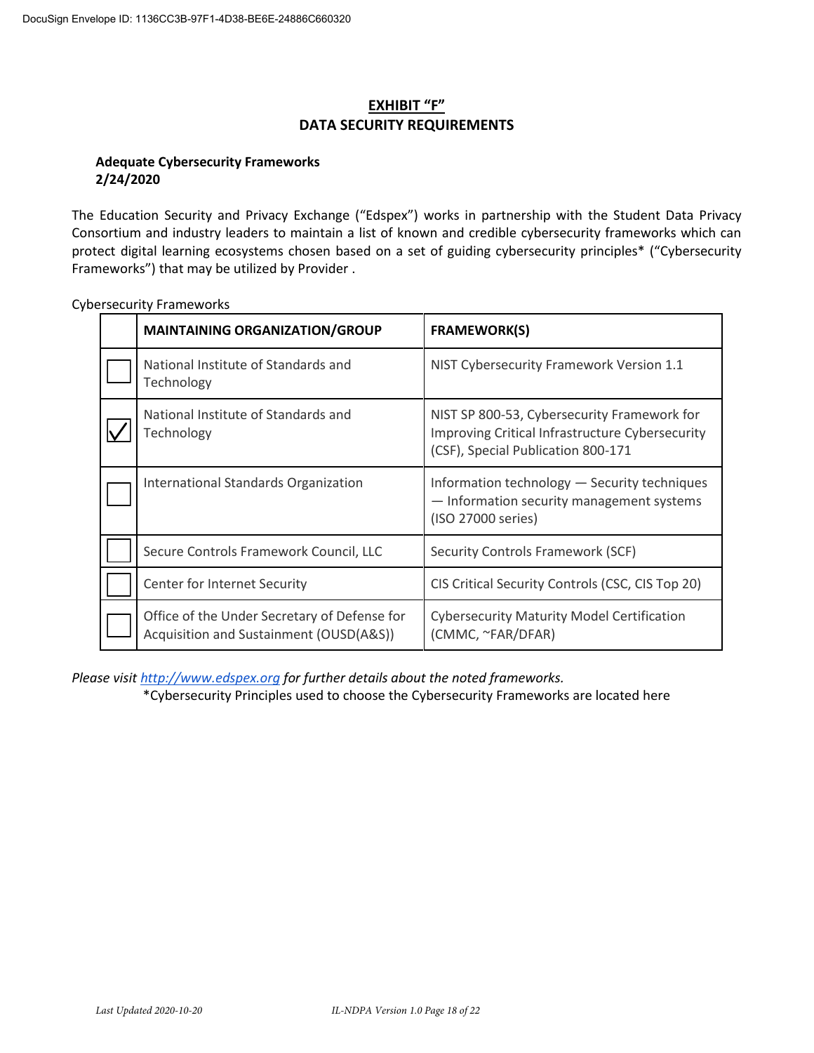## EXHIBIT "F"
## DATA SECURITY REQUIREMENTS

**Adequate Cybersecurity Frameworks**
**2/24/2020**

The Education Security and Privacy Exchange ("Edspex") works in partnership with the Student Data Privacy Consortium and industry leaders to maintain a list of known and credible cybersecurity frameworks which can protect digital learning ecosystems chosen based on a set of guiding cybersecurity principles* ("Cybersecurity Frameworks") that may be utilized by Provider .

Cybersecurity Frameworks

| | MAINTAINING ORGANIZATION/GROUP | FRAMEWORK(S) |
|---|---|---|
| ☐ | National Institute of Standards and Technology | NIST Cybersecurity Framework Version 1.1 |
| ☑ | National Institute of Standards and Technology | NIST SP 800-53, Cybersecurity Framework for Improving Critical Infrastructure Cybersecurity (CSF), Special Publication 800-171 |
| ☐ | International Standards Organization | Information technology — Security techniques — Information security management systems (ISO 27000 series) |
| ☐ | Secure Controls Framework Council, LLC | Security Controls Framework (SCF) |
| ☐ | Center for Internet Security | CIS Critical Security Controls (CSC, CIS Top 20) |
| ☐ | Office of the Under Secretary of Defense for Acquisition and Sustainment (OUSD(A&S)) | Cybersecurity Maturity Model Certification (CMMC, ~FAR/DFAR) |

*Please visit [http://www.edspex.org](http://www.edspex.org) for further details about the noted frameworks.*

*Cybersecurity Principles used to choose the Cybersecurity Frameworks are located here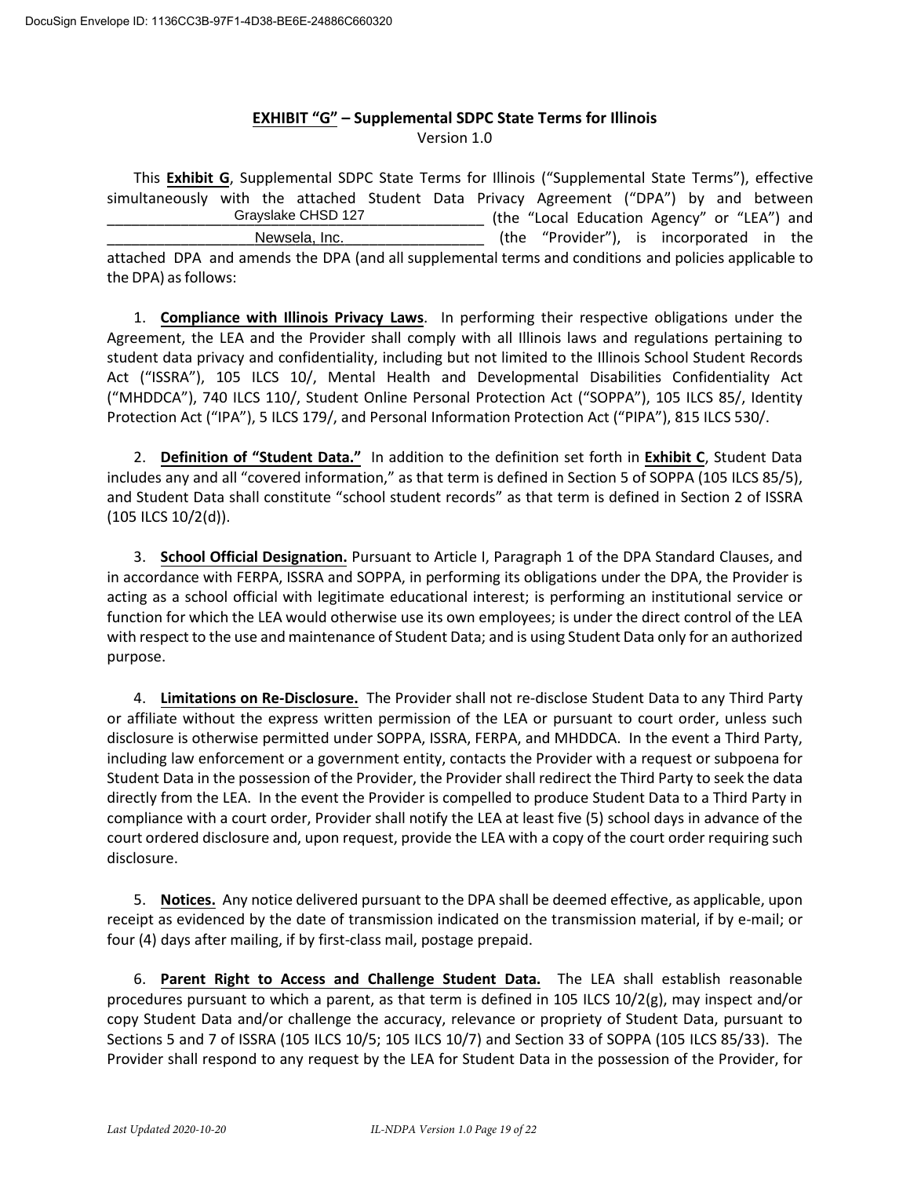# EXHIBIT "G" – Supplemental SDPC State Terms for Illinois

Version 1.0

This **Exhibit G**, Supplemental SDPC State Terms for Illinois ("Supplemental State Terms"), effective simultaneously with the attached Student Data Privacy Agreement ("DPA") by and between Grayslake CHSD 127 (the "Local Education Agency" or "LEA") and Newsela, Inc. (the "Provider"), is incorporated in the attached DPA and amends the DPA (and all supplemental terms and conditions and policies applicable to the DPA) as follows:

1. **Compliance with Illinois Privacy Laws**. In performing their respective obligations under the Agreement, the LEA and the Provider shall comply with all Illinois laws and regulations pertaining to student data privacy and confidentiality, including but not limited to the Illinois School Student Records Act ("ISSRA"), 105 ILCS 10/, Mental Health and Developmental Disabilities Confidentiality Act ("MHDDCA"), 740 ILCS 110/, Student Online Personal Protection Act ("SOPPA"), 105 ILCS 85/, Identity Protection Act ("IPA"), 5 ILCS 179/, and Personal Information Protection Act ("PIPA"), 815 ILCS 530/.

2. **Definition of "Student Data."** In addition to the definition set forth in **Exhibit C**, Student Data includes any and all "covered information," as that term is defined in Section 5 of SOPPA (105 ILCS 85/5), and Student Data shall constitute "school student records" as that term is defined in Section 2 of ISSRA (105 ILCS 10/2(d)).

3. **School Official Designation.** Pursuant to Article I, Paragraph 1 of the DPA Standard Clauses, and in accordance with FERPA, ISSRA and SOPPA, in performing its obligations under the DPA, the Provider is acting as a school official with legitimate educational interest; is performing an institutional service or function for which the LEA would otherwise use its own employees; is under the direct control of the LEA with respect to the use and maintenance of Student Data; and is using Student Data only for an authorized purpose.

4. **Limitations on Re-Disclosure.** The Provider shall not re-disclose Student Data to any Third Party or affiliate without the express written permission of the LEA or pursuant to court order, unless such disclosure is otherwise permitted under SOPPA, ISSRA, FERPA, and MHDDCA. In the event a Third Party, including law enforcement or a government entity, contacts the Provider with a request or subpoena for Student Data in the possession of the Provider, the Provider shall redirect the Third Party to seek the data directly from the LEA. In the event the Provider is compelled to produce Student Data to a Third Party in compliance with a court order, Provider shall notify the LEA at least five (5) school days in advance of the court ordered disclosure and, upon request, provide the LEA with a copy of the court order requiring such disclosure.

5. **Notices.** Any notice delivered pursuant to the DPA shall be deemed effective, as applicable, upon receipt as evidenced by the date of transmission indicated on the transmission material, if by e-mail; or four (4) days after mailing, if by first-class mail, postage prepaid.

6. **Parent Right to Access and Challenge Student Data.** The LEA shall establish reasonable procedures pursuant to which a parent, as that term is defined in 105 ILCS 10/2(g), may inspect and/or copy Student Data and/or challenge the accuracy, relevance or propriety of Student Data, pursuant to Sections 5 and 7 of ISSRA (105 ILCS 10/5; 105 ILCS 10/7) and Section 33 of SOPPA (105 ILCS 85/33). The Provider shall respond to any request by the LEA for Student Data in the possession of the Provider, for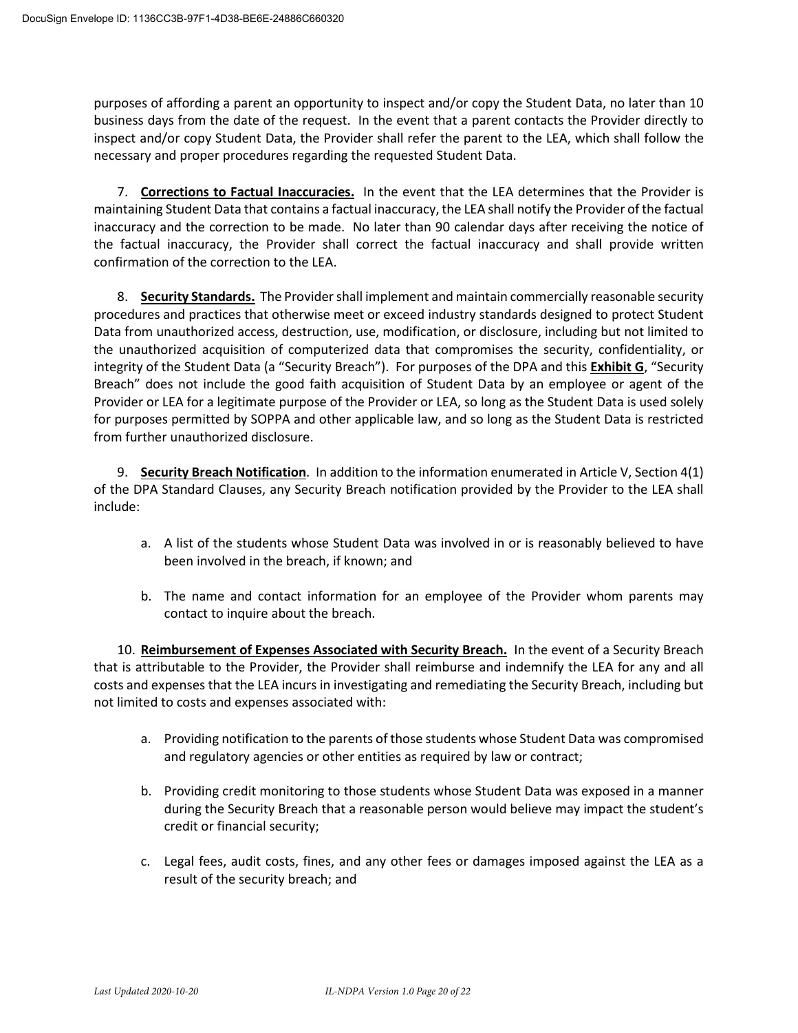purposes of affording a parent an opportunity to inspect and/or copy the Student Data, no later than 10 business days from the date of the request. In the event that a parent contacts the Provider directly to inspect and/or copy Student Data, the Provider shall refer the parent to the LEA, which shall follow the necessary and proper procedures regarding the requested Student Data.

7. **Corrections to Factual Inaccuracies.** In the event that the LEA determines that the Provider is maintaining Student Data that contains a factual inaccuracy, the LEA shall notify the Provider of the factual inaccuracy and the correction to be made. No later than 90 calendar days after receiving the notice of the factual inaccuracy, the Provider shall correct the factual inaccuracy and shall provide written confirmation of the correction to the LEA.

8. **Security Standards.** The Provider shall implement and maintain commercially reasonable security procedures and practices that otherwise meet or exceed industry standards designed to protect Student Data from unauthorized access, destruction, use, modification, or disclosure, including but not limited to the unauthorized acquisition of computerized data that compromises the security, confidentiality, or integrity of the Student Data (a "Security Breach"). For purposes of the DPA and this **Exhibit G**, "Security Breach" does not include the good faith acquisition of Student Data by an employee or agent of the Provider or LEA for a legitimate purpose of the Provider or LEA, so long as the Student Data is used solely for purposes permitted by SOPPA and other applicable law, and so long as the Student Data is restricted from further unauthorized disclosure.

9. **Security Breach Notification**. In addition to the information enumerated in Article V, Section 4(1) of the DPA Standard Clauses, any Security Breach notification provided by the Provider to the LEA shall include:

   a. A list of the students whose Student Data was involved in or is reasonably believed to have been involved in the breach, if known; and

   b. The name and contact information for an employee of the Provider whom parents may contact to inquire about the breach.

10. **Reimbursement of Expenses Associated with Security Breach.** In the event of a Security Breach that is attributable to the Provider, the Provider shall reimburse and indemnify the LEA for any and all costs and expenses that the LEA incurs in investigating and remediating the Security Breach, including but not limited to costs and expenses associated with:

    a. Providing notification to the parents of those students whose Student Data was compromised and regulatory agencies or other entities as required by law or contract;

    b. Providing credit monitoring to those students whose Student Data was exposed in a manner during the Security Breach that a reasonable person would believe may impact the student's credit or financial security;

    c. Legal fees, audit costs, fines, and any other fees or damages imposed against the LEA as a result of the security breach; and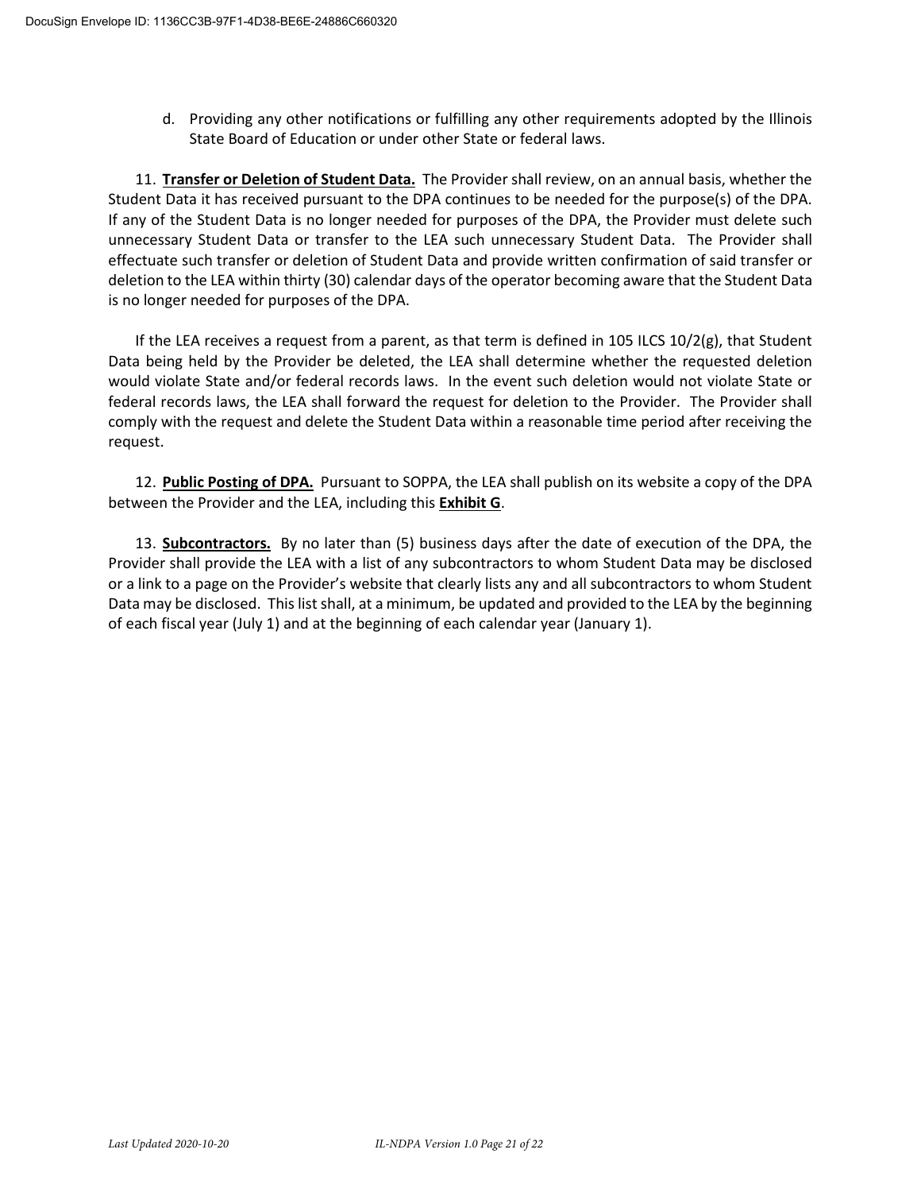d. Providing any other notifications or fulfilling any other requirements adopted by the Illinois State Board of Education or under other State or federal laws.

11. **Transfer or Deletion of Student Data.** The Provider shall review, on an annual basis, whether the Student Data it has received pursuant to the DPA continues to be needed for the purpose(s) of the DPA. If any of the Student Data is no longer needed for purposes of the DPA, the Provider must delete such unnecessary Student Data or transfer to the LEA such unnecessary Student Data. The Provider shall effectuate such transfer or deletion of Student Data and provide written confirmation of said transfer or deletion to the LEA within thirty (30) calendar days of the operator becoming aware that the Student Data is no longer needed for purposes of the DPA.

If the LEA receives a request from a parent, as that term is defined in 105 ILCS 10/2(g), that Student Data being held by the Provider be deleted, the LEA shall determine whether the requested deletion would violate State and/or federal records laws. In the event such deletion would not violate State or federal records laws, the LEA shall forward the request for deletion to the Provider. The Provider shall comply with the request and delete the Student Data within a reasonable time period after receiving the request.

12. **Public Posting of DPA.** Pursuant to SOPPA, the LEA shall publish on its website a copy of the DPA between the Provider and the LEA, including this **Exhibit G**.

13. **Subcontractors.** By no later than (5) business days after the date of execution of the DPA, the Provider shall provide the LEA with a list of any subcontractors to whom Student Data may be disclosed or a link to a page on the Provider's website that clearly lists any and all subcontractors to whom Student Data may be disclosed. This list shall, at a minimum, be updated and provided to the LEA by the beginning of each fiscal year (July 1) and at the beginning of each calendar year (January 1).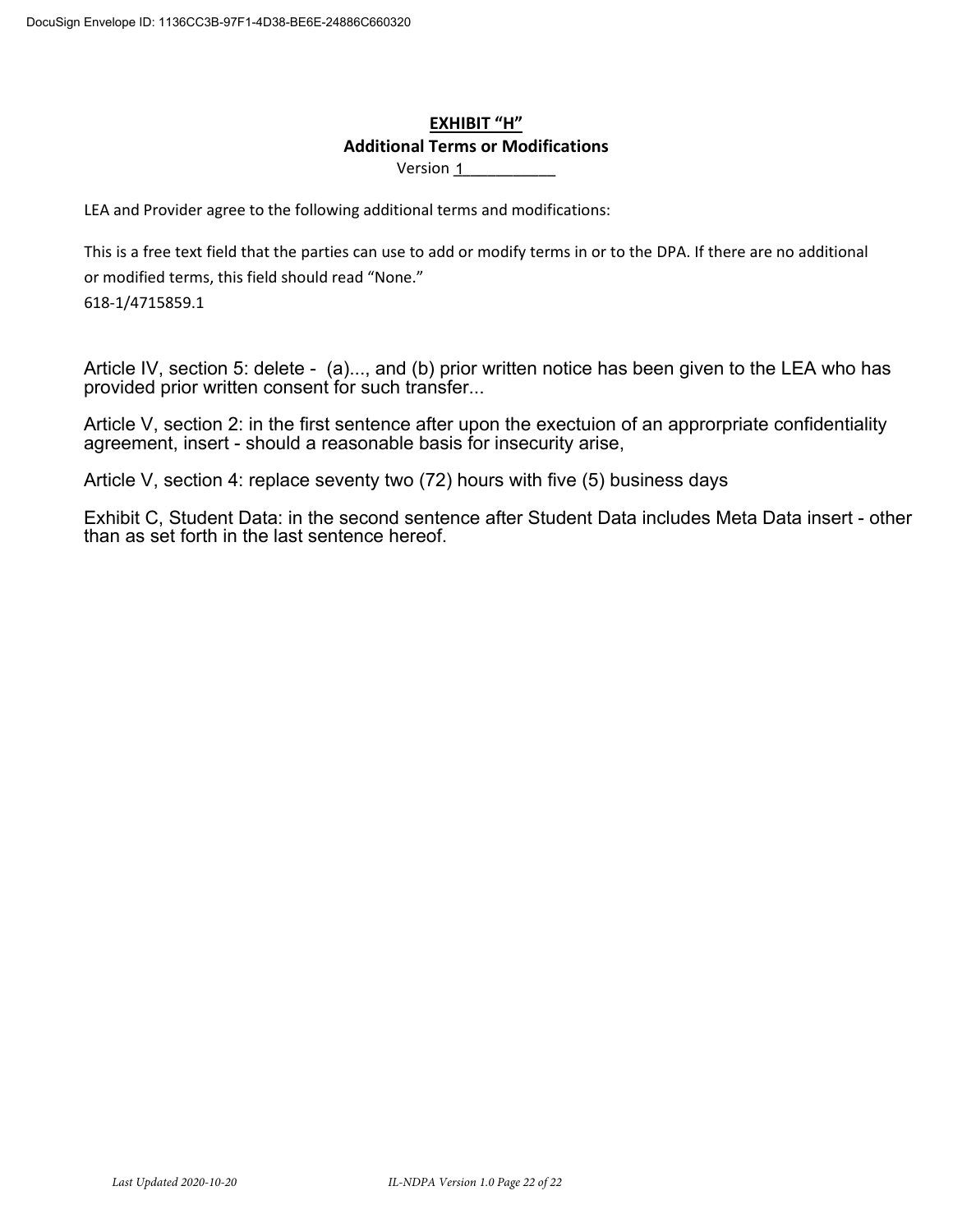**EXHIBIT "H"**

**Additional Terms or Modifications**

Version 1\_\_\_\_\_\_\_\_\_\_\_

LEA and Provider agree to the following additional terms and modifications:

This is a free text field that the parties can use to add or modify terms in or to the DPA. If there are no additional or modified terms, this field should read "None."

618-1/4715859.1

Article IV, section 5: delete - (a)..., and (b) prior written notice has been given to the LEA who has provided prior written consent for such transfer...

Article V, section 2: in the first sentence after upon the exectuion of an approrpriate confidentiality agreement, insert - should a reasonable basis for insecurity arise,

Article V, section 4: replace seventy two (72) hours with five (5) business days

Exhibit C, Student Data: in the second sentence after Student Data includes Meta Data insert - other than as set forth in the last sentence hereof.